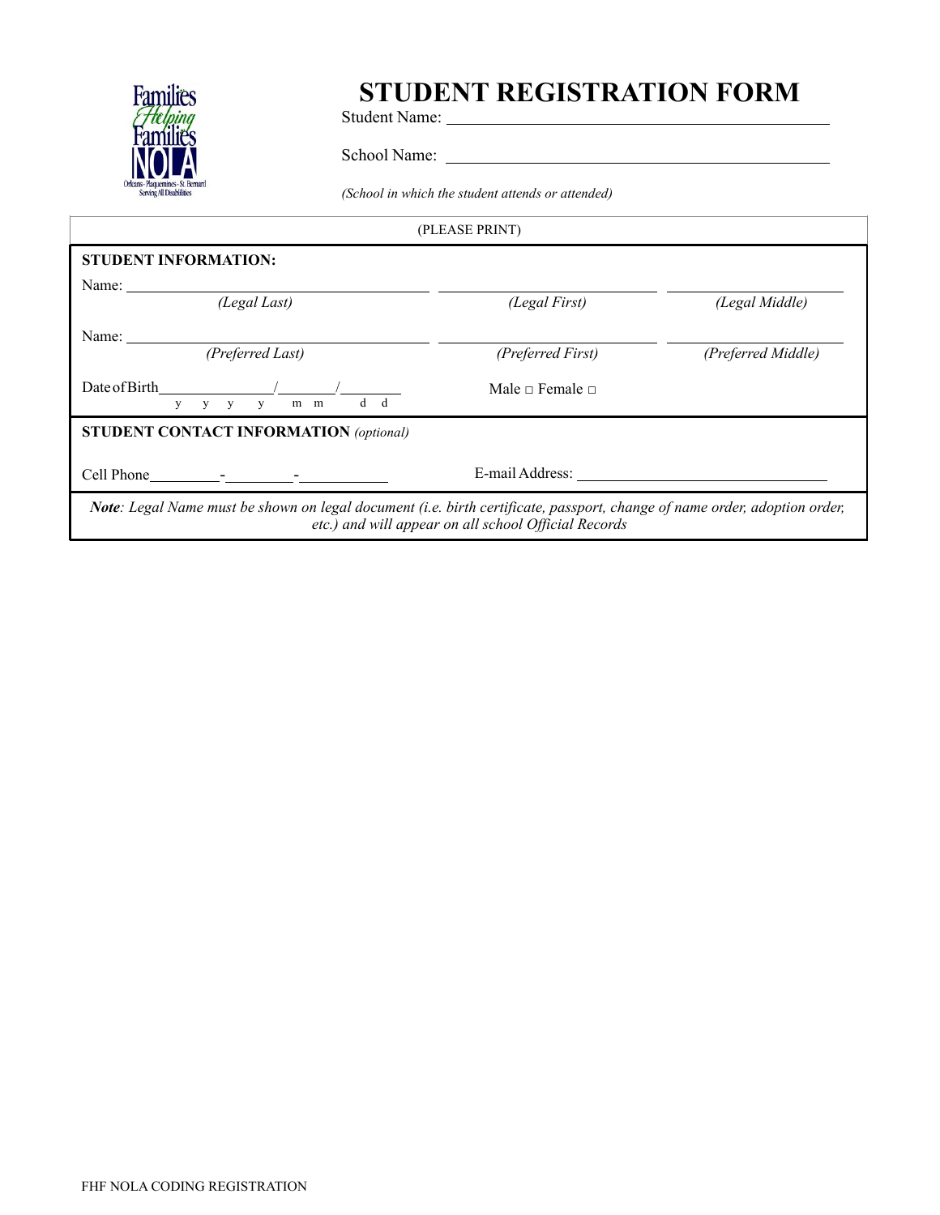# STUDENT REGISTRATION FORM

Student Name: ______________________________________________

School Name: ______________________________________________

*(School in which the student attends or attended)*

(PLEASE PRINT)

**STUDENT INFORMATION:**

Name: ______________________ ______________________ ______________________
*(Legal Last)* *(Legal First)* *(Legal Middle)*

Name: ______________________ ______________________ ______________________
*(Preferred Last)* *(Preferred First)* *(Preferred Middle)*

Date of Birth ____________/________/________
y y y y m m d d

Male □ Female □

**STUDENT CONTACT INFORMATION** *(optional)*

Cell Phone ________-________-__________

E-mail Address: ______________________________

***Note**: Legal Name must be shown on legal document (i.e. birth certificate, passport, change of name order, adoption order, etc.) and will appear on all school Official Records*

FHF NOLA CODING REGISTRATION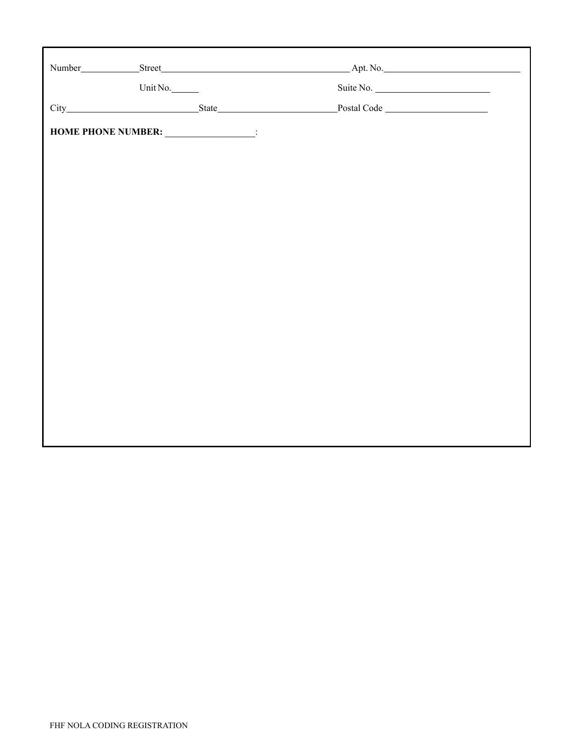Number\_\_\_\_\_\_\_\_\_\_\_\_ Street\_\_\_\_\_\_\_\_\_\_\_\_\_\_\_\_\_\_\_\_\_\_\_\_\_\_\_\_\_\_\_\_\_\_\_\_\_\_\_\_ Apt. No.\_\_\_\_\_\_\_\_\_\_\_\_\_\_\_\_\_\_\_\_\_\_\_\_\_\_\_\_\_\_

Unit No.\_\_\_\_\_\_ Suite No. \_\_\_\_\_\_\_\_\_\_\_\_\_\_\_\_\_\_\_\_\_\_\_\_\_\_

City\_\_\_\_\_\_\_\_\_\_\_\_\_\_\_\_\_\_\_\_\_\_\_\_\_\_\_\_\_\_ State\_\_\_\_\_\_\_\_\_\_\_\_\_\_\_\_\_\_\_\_\_\_\_\_\_\_\_ Postal Code \_\_\_\_\_\_\_\_\_\_\_\_\_\_\_\_\_\_\_\_\_\_\_\_

**HOME PHONE NUMBER:** \_\_\_\_\_\_\_\_\_\_\_\_\_\_\_\_\_\_\_\_:

FHF NOLA CODING REGISTRATION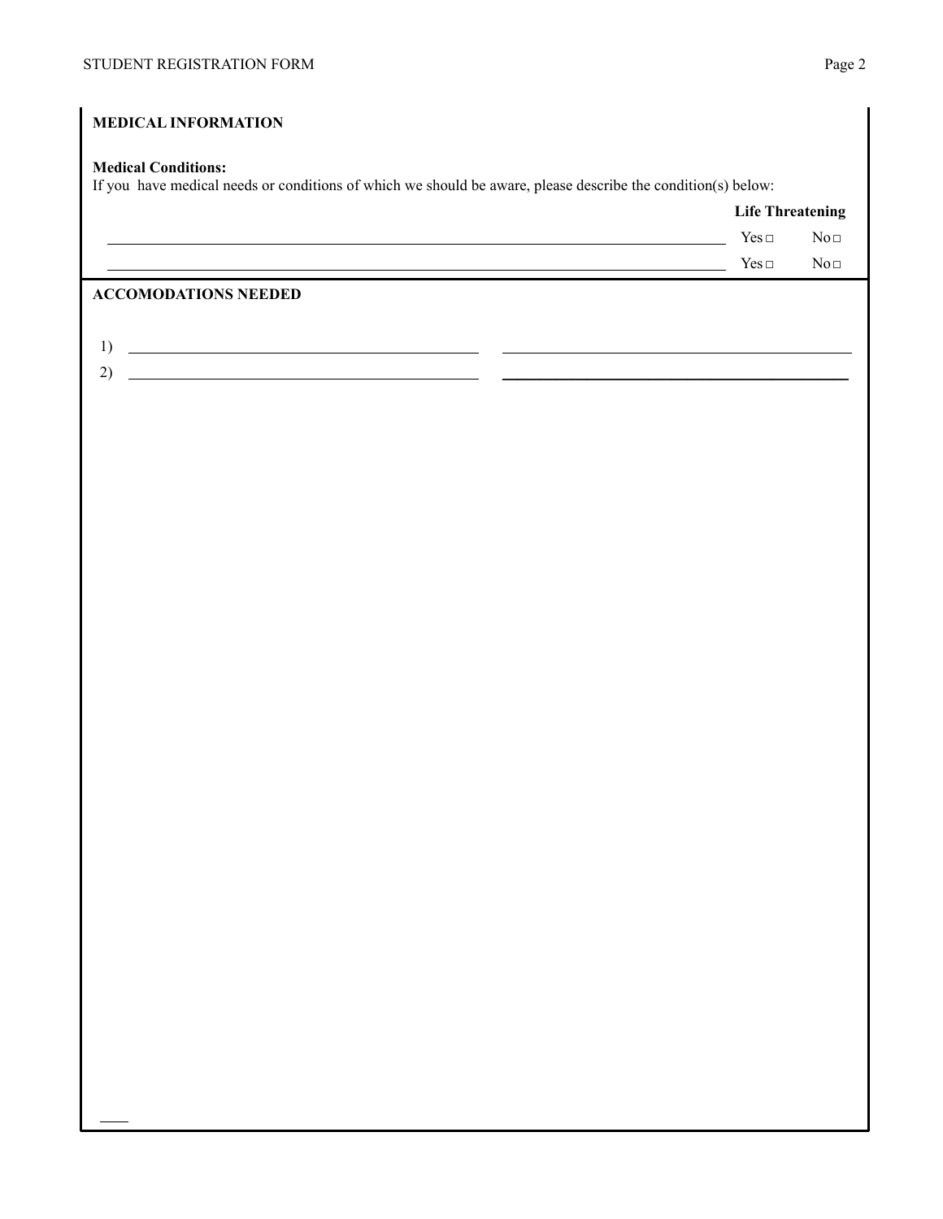## MEDICAL INFORMATION

**Medical Conditions:**
If you have medical needs or conditions of which we should be aware, please describe the condition(s) below:

| | Life Threatening | |
|---|---|---|
| ______________________________ | Yes □ | No □ |
| ______________________________ | Yes □ | No □ |

## ACCOMODATIONS NEEDED

1) ______________________________ ______________________________

2) ______________________________ ______________________________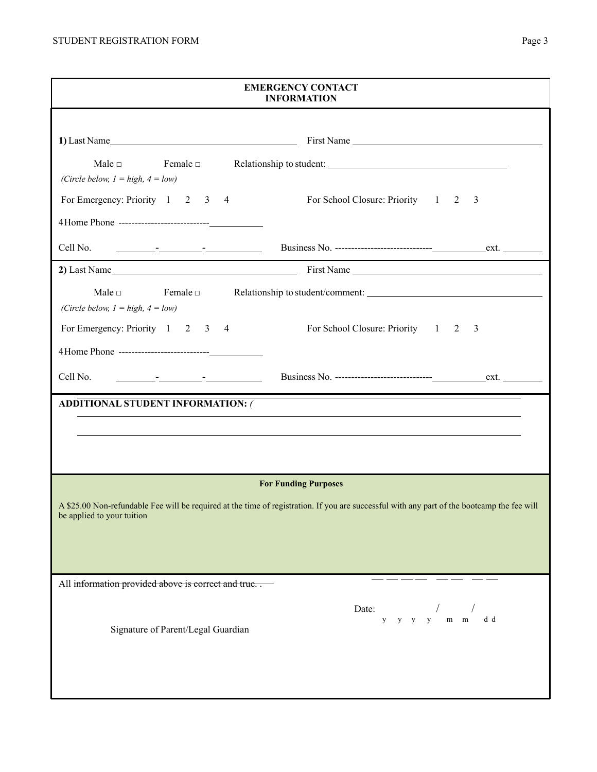## EMERGENCY CONTACT INFORMATION

**1)** Last Name\_\_\_\_\_\_\_\_\_\_\_\_\_\_\_\_\_\_\_\_ First Name \_\_\_\_\_\_\_\_\_\_\_\_\_\_\_\_\_\_\_\_

Male □ Female □ Relationship to student: \_\_\_\_\_\_\_\_\_\_\_\_\_\_\_\_\_\_\_\_

*(Circle below, 1 = high, 4 = low)*

For Emergency: Priority 1 2 3 4 For School Closure: Priority 1 2 3

4Home Phone ----------------------------\_\_\_\_\_\_\_\_\_\_

Cell No. \_\_\_\_\_\_\_\_-\_\_\_\_\_\_\_\_-\_\_\_\_\_\_\_\_\_\_ Business No. ------------------------------\_\_\_\_\_\_\_\_\_\_ext. \_\_\_\_\_\_\_\_

**2)** Last Name\_\_\_\_\_\_\_\_\_\_\_\_\_\_\_\_\_\_\_\_ First Name \_\_\_\_\_\_\_\_\_\_\_\_\_\_\_\_\_\_\_\_

Male □ Female □ Relationship to student/comment: \_\_\_\_\_\_\_\_\_\_\_\_\_\_\_\_\_\_\_\_

*(Circle below, 1 = high, 4 = low)*

For Emergency: Priority 1 2 3 4 For School Closure: Priority 1 2 3

4Home Phone ----------------------------\_\_\_\_\_\_\_\_\_\_

Cell No. \_\_\_\_\_\_\_\_-\_\_\_\_\_\_\_\_-\_\_\_\_\_\_\_\_\_\_ Business No. ------------------------------\_\_\_\_\_\_\_\_\_\_ext. \_\_\_\_\_\_\_\_

**ADDITIONAL STUDENT INFORMATION:** *(*

\_\_\_\_\_\_\_\_\_\_\_\_\_\_\_\_\_\_\_\_\_\_\_\_\_\_\_\_\_\_\_\_\_\_\_\_\_\_\_\_

\_\_\_\_\_\_\_\_\_\_\_\_\_\_\_\_\_\_\_\_\_\_\_\_\_\_\_\_\_\_\_\_\_\_\_\_\_\_\_\_

**For Funding Purposes**

A $25.00 Non-refundable Fee will be required at the time of registration. If you are successful with any part of the bootcamp the fee will be applied to your tuition

All ~~information provided above is correct and true. .~~

Signature of Parent/Legal Guardian

Date: \_\_ \_\_ \_\_ \_\_ / \_\_ \_\_ / \_\_ \_\_
y y y y m m d d